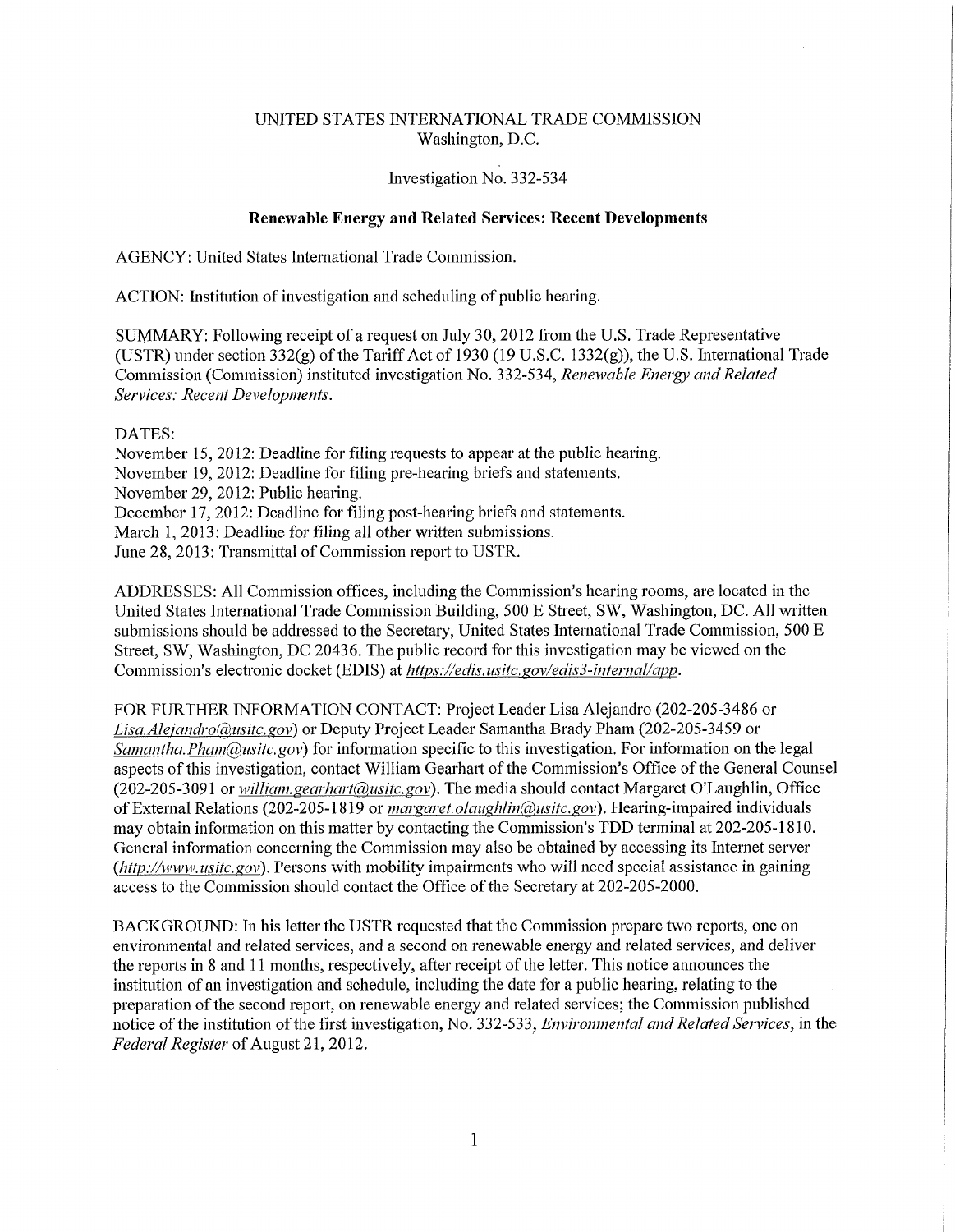UNITED STATES INTERNATIONAL TRADE COMMISSION
Washington, D.C.

Investigation No. 332-534

**Renewable Energy and Related Services: Recent Developments**

AGENCY: United States International Trade Commission.

ACTION: Institution of investigation and scheduling of public hearing.

SUMMARY: Following receipt of a request on July 30, 2012 from the U.S. Trade Representative (USTR) under section 332(g) of the Tariff Act of 1930 (19 U.S.C. 1332(g)), the U.S. International Trade Commission (Commission) instituted investigation No. 332-534, *Renewable Energy and Related Services: Recent Developments*.

DATES:
November 15, 2012: Deadline for filing requests to appear at the public hearing.
November 19, 2012: Deadline for filing pre-hearing briefs and statements.
November 29, 2012: Public hearing.
December 17, 2012: Deadline for filing post-hearing briefs and statements.
March 1, 2013: Deadline for filing all other written submissions.
June 28, 2013: Transmittal of Commission report to USTR.

ADDRESSES: All Commission offices, including the Commission's hearing rooms, are located in the United States International Trade Commission Building, 500 E Street, SW, Washington, DC. All written submissions should be addressed to the Secretary, United States International Trade Commission, 500 E Street, SW, Washington, DC 20436. The public record for this investigation may be viewed on the Commission's electronic docket (EDIS) at *https://edis.usitc.gov/edis3-internal/app*.

FOR FURTHER INFORMATION CONTACT: Project Leader Lisa Alejandro (202-205-3486 or *Lisa.Alejandro@usitc.gov*) or Deputy Project Leader Samantha Brady Pham (202-205-3459 or *Samantha.Pham@usitc.gov*) for information specific to this investigation. For information on the legal aspects of this investigation, contact William Gearhart of the Commission's Office of the General Counsel (202-205-3091 or *william.gearhart@usitc.gov*). The media should contact Margaret O'Laughlin, Office of External Relations (202-205-1819 or *margaret.olaughlin@usitc.gov*). Hearing-impaired individuals may obtain information on this matter by contacting the Commission's TDD terminal at 202-205-1810. General information concerning the Commission may also be obtained by accessing its Internet server (*http://www.usitc.gov*). Persons with mobility impairments who will need special assistance in gaining access to the Commission should contact the Office of the Secretary at 202-205-2000.

BACKGROUND: In his letter the USTR requested that the Commission prepare two reports, one on environmental and related services, and a second on renewable energy and related services, and deliver the reports in 8 and 11 months, respectively, after receipt of the letter. This notice announces the institution of an investigation and schedule, including the date for a public hearing, relating to the preparation of the second report, on renewable energy and related services; the Commission published notice of the institution of the first investigation, No. 332-533, *Environmental and Related Services*, in the *Federal Register* of August 21, 2012.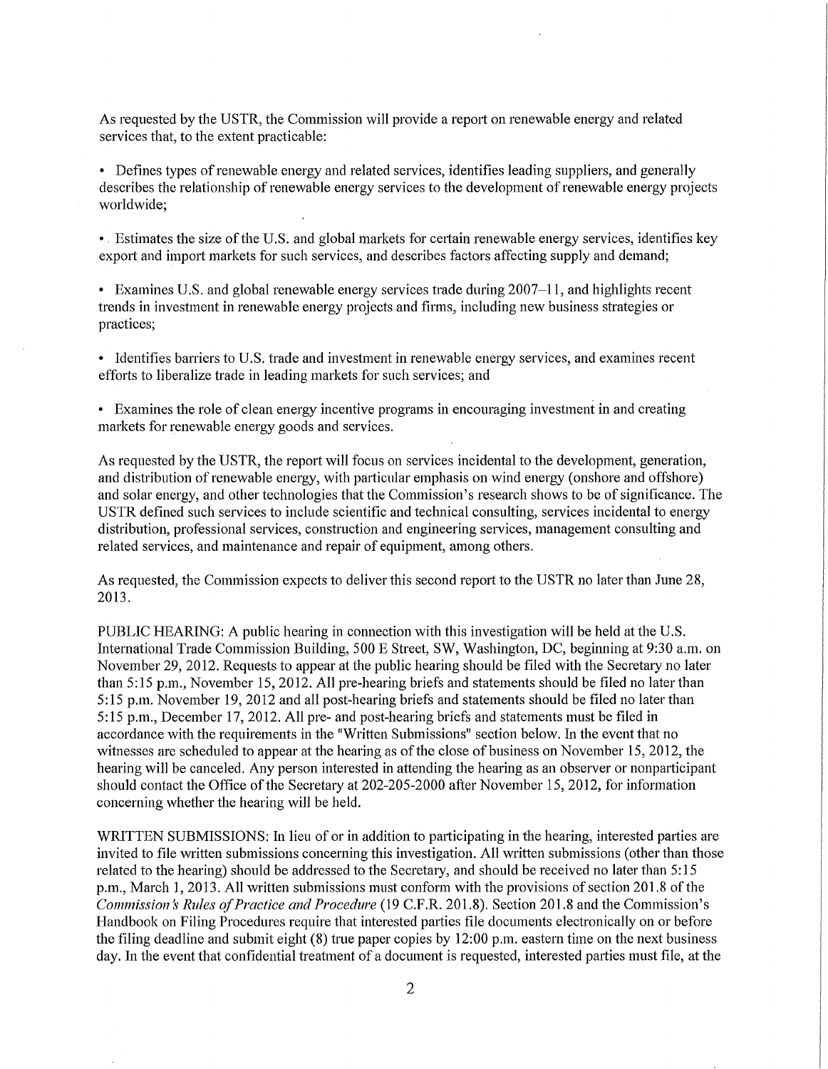As requested by the USTR, the Commission will provide a report on renewable energy and related services that, to the extent practicable:

- Defines types of renewable energy and related services, identifies leading suppliers, and generally describes the relationship of renewable energy services to the development of renewable energy projects worldwide;

- Estimates the size of the U.S. and global markets for certain renewable energy services, identifies key export and import markets for such services, and describes factors affecting supply and demand;

- Examines U.S. and global renewable energy services trade during 2007–11, and highlights recent trends in investment in renewable energy projects and firms, including new business strategies or practices;

- Identifies barriers to U.S. trade and investment in renewable energy services, and examines recent efforts to liberalize trade in leading markets for such services; and

- Examines the role of clean energy incentive programs in encouraging investment in and creating markets for renewable energy goods and services.

As requested by the USTR, the report will focus on services incidental to the development, generation, and distribution of renewable energy, with particular emphasis on wind energy (onshore and offshore) and solar energy, and other technologies that the Commission's research shows to be of significance. The USTR defined such services to include scientific and technical consulting, services incidental to energy distribution, professional services, construction and engineering services, management consulting and related services, and maintenance and repair of equipment, among others.

As requested, the Commission expects to deliver this second report to the USTR no later than June 28, 2013.

PUBLIC HEARING: A public hearing in connection with this investigation will be held at the U.S. International Trade Commission Building, 500 E Street, SW, Washington, DC, beginning at 9:30 a.m. on November 29, 2012. Requests to appear at the public hearing should be filed with the Secretary no later than 5:15 p.m., November 15, 2012. All pre-hearing briefs and statements should be filed no later than 5:15 p.m. November 19, 2012 and all post-hearing briefs and statements should be filed no later than 5:15 p.m., December 17, 2012. All pre- and post-hearing briefs and statements must be filed in accordance with the requirements in the "Written Submissions" section below. In the event that no witnesses are scheduled to appear at the hearing as of the close of business on November 15, 2012, the hearing will be canceled. Any person interested in attending the hearing as an observer or nonparticipant should contact the Office of the Secretary at 202-205-2000 after November 15, 2012, for information concerning whether the hearing will be held.

WRITTEN SUBMISSIONS: In lieu of or in addition to participating in the hearing, interested parties are invited to file written submissions concerning this investigation. All written submissions (other than those related to the hearing) should be addressed to the Secretary, and should be received no later than 5:15 p.m., March 1, 2013. All written submissions must conform with the provisions of section 201.8 of the *Commission's Rules of Practice and Procedure* (19 C.F.R. 201.8). Section 201.8 and the Commission's Handbook on Filing Procedures require that interested parties file documents electronically on or before the filing deadline and submit eight (8) true paper copies by 12:00 p.m. eastern time on the next business day. In the event that confidential treatment of a document is requested, interested parties must file, at the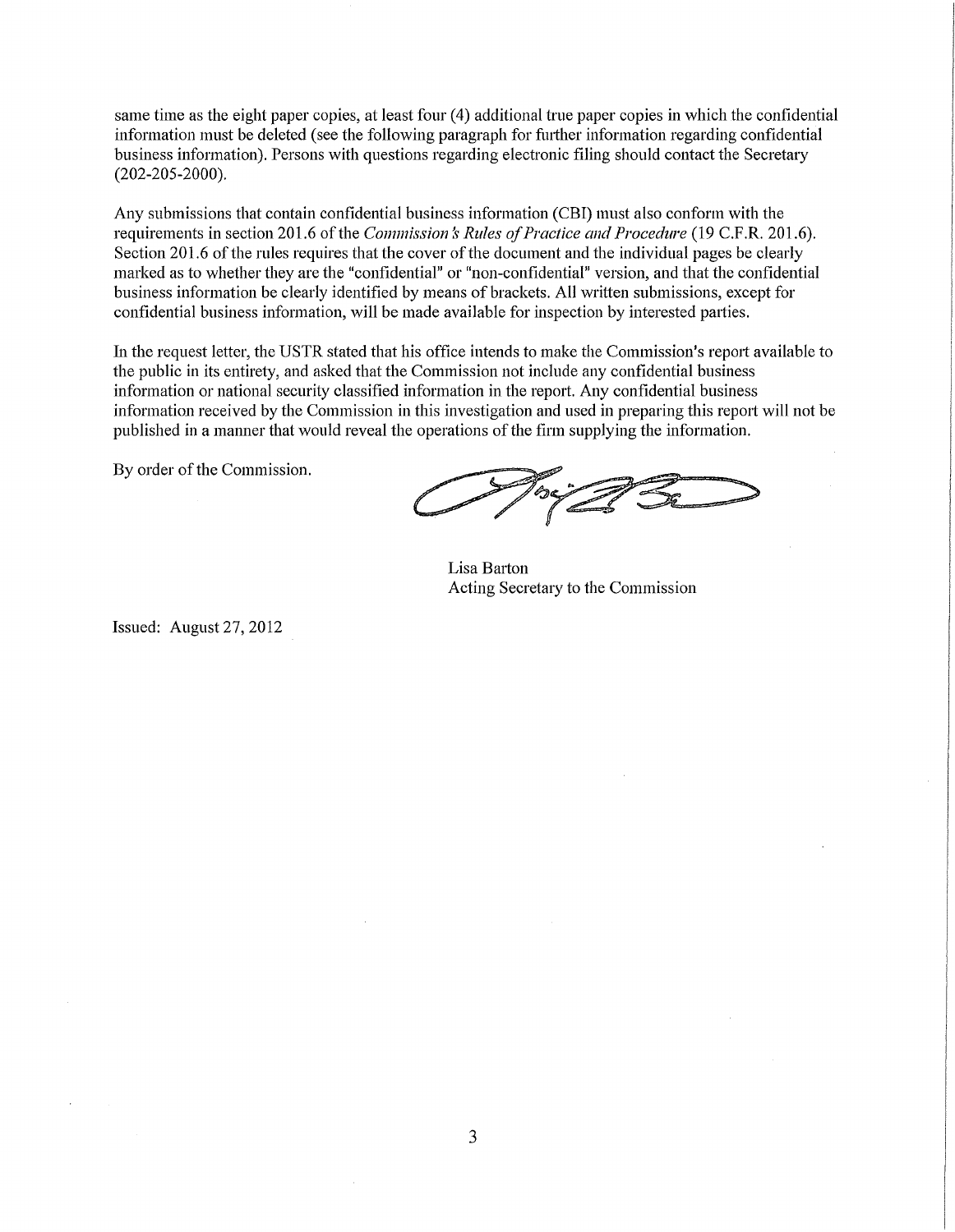same time as the eight paper copies, at least four (4) additional true paper copies in which the confidential information must be deleted (see the following paragraph for further information regarding confidential business information). Persons with questions regarding electronic filing should contact the Secretary (202-205-2000).

Any submissions that contain confidential business information (CBI) must also conform with the requirements in section 201.6 of the *Commission's Rules of Practice and Procedure* (19 C.F.R. 201.6). Section 201.6 of the rules requires that the cover of the document and the individual pages be clearly marked as to whether they are the "confidential" or "non-confidential" version, and that the confidential business information be clearly identified by means of brackets. All written submissions, except for confidential business information, will be made available for inspection by interested parties.

In the request letter, the USTR stated that his office intends to make the Commission's report available to the public in its entirety, and asked that the Commission not include any confidential business information or national security classified information in the report. Any confidential business information received by the Commission in this investigation and used in preparing this report will not be published in a manner that would reveal the operations of the firm supplying the information.

By order of the Commission.

Lisa Barton
Acting Secretary to the Commission

Issued: August 27, 2012